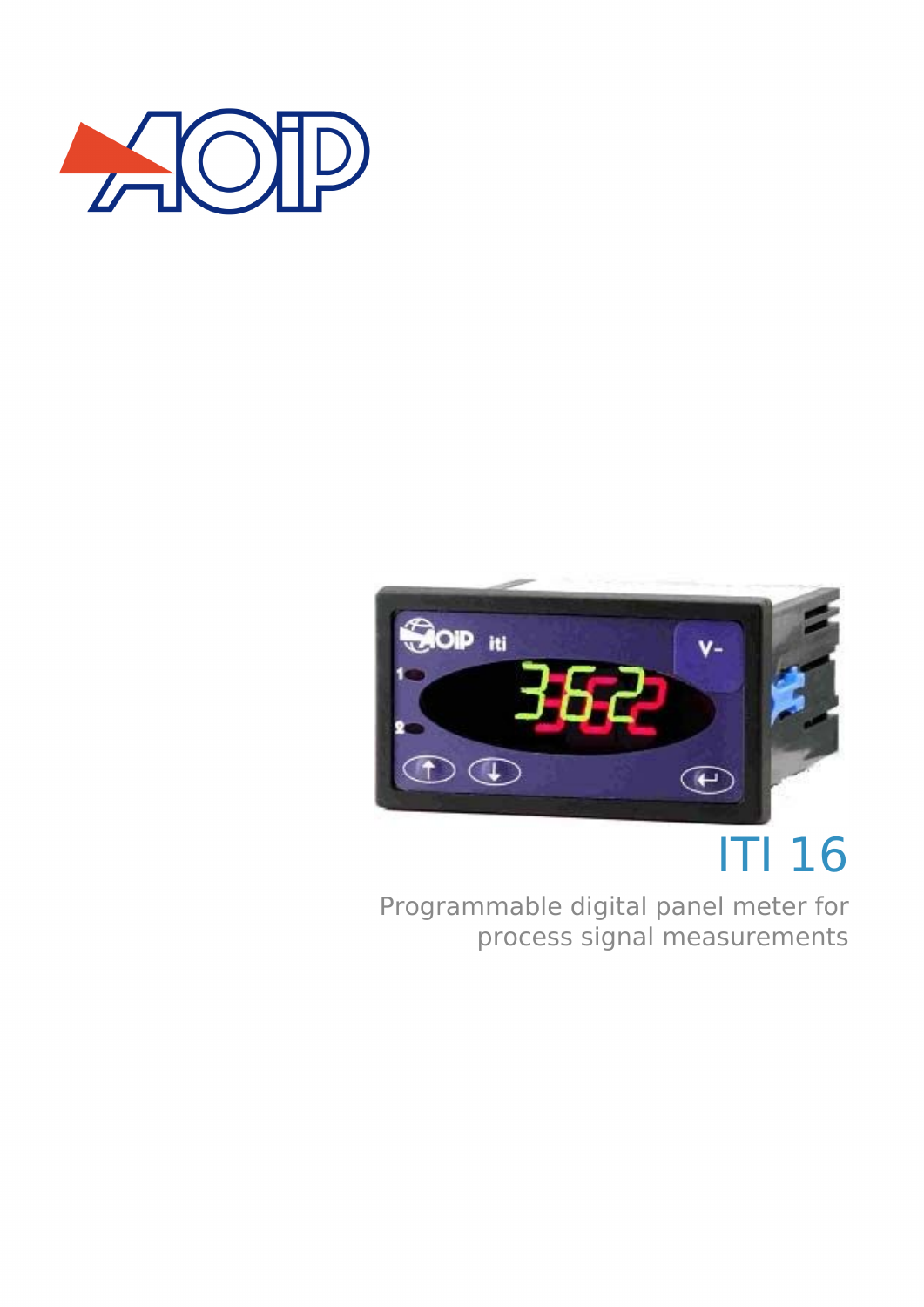# ITI 16

Programmable digital panel meter for process signal measurements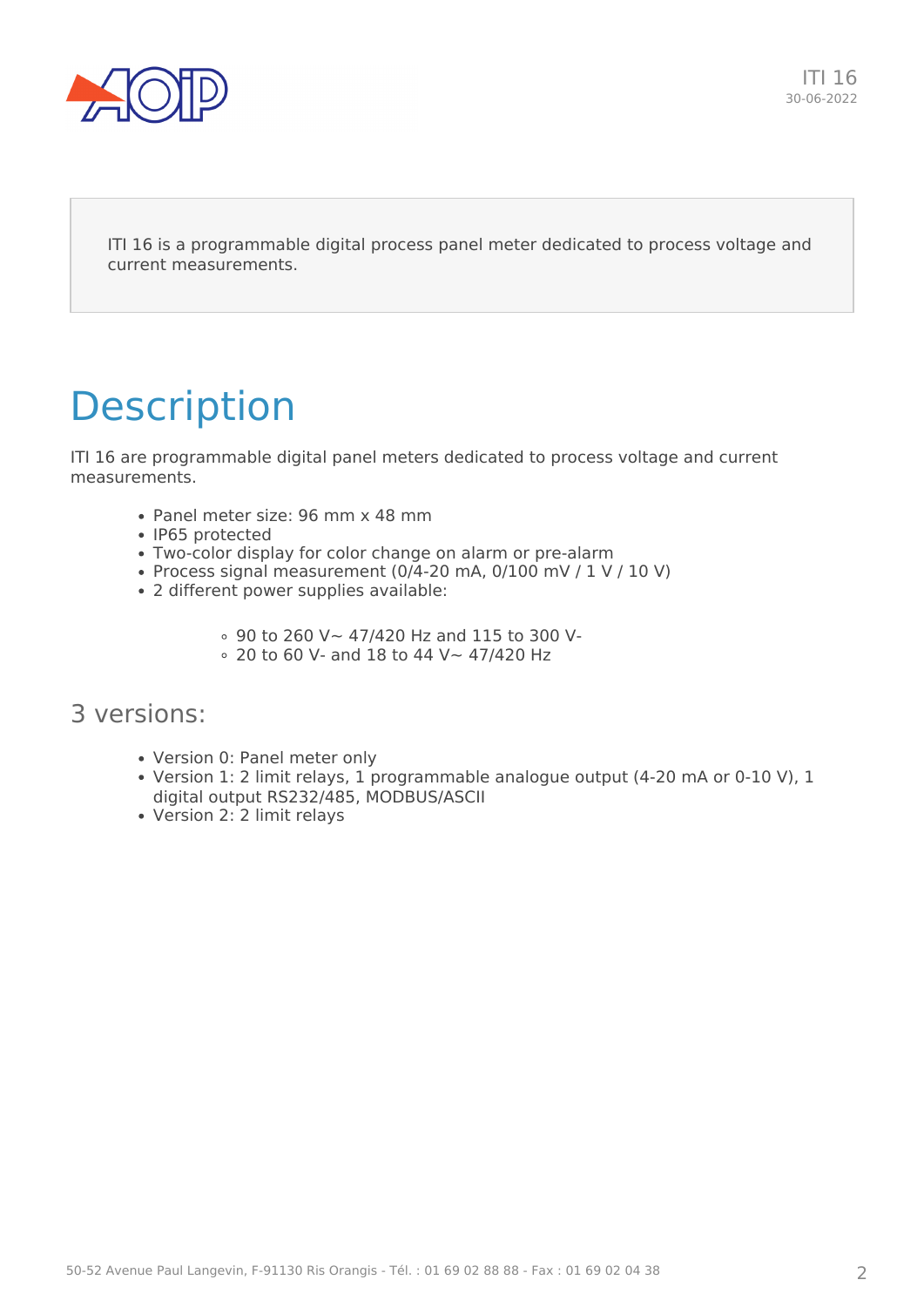ITI 16 is a programmable digital process panel meter dedicated to process voltage and current measurements.

# Description

ITI 16 are programmable digital panel meters dedicated to process voltage and current measurements.

- Panel meter size: 96 mm x 48 mm
- IP65 protected
- Two-color display for color change on alarm or pre-alarm
- Process signal measurement (0/4-20 mA, 0/100 mV / 1 V / 10 V)
- 2 different power supplies available:
    - 90 to 260 V~ 47/420 Hz and 115 to 300 V-
    - 20 to 60 V- and 18 to 44 V~ 47/420 Hz

## 3 versions:

- Version 0: Panel meter only
- Version 1: 2 limit relays, 1 programmable analogue output (4-20 mA or 0-10 V), 1 digital output RS232/485, MODBUS/ASCII
- Version 2: 2 limit relays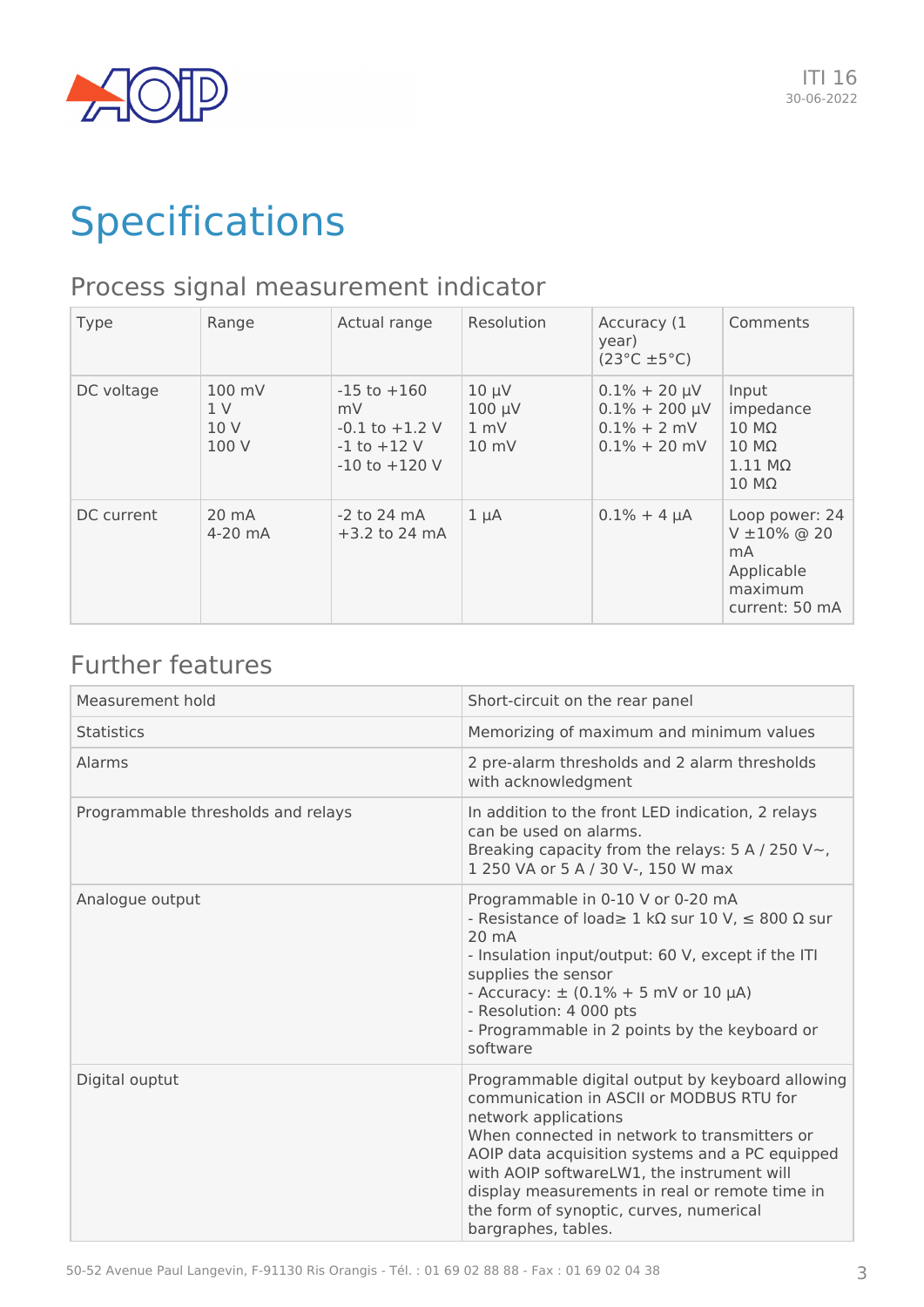# Specifications

## Process signal measurement indicator

| Type | Range | Actual range | Resolution | Accuracy (1 year) (23°C ±5°C) | Comments |
|---|---|---|---|---|---|
| DC voltage | 100 mV<br>1 V<br>10 V<br>100 V | -15 to +160 mV<br>-0.1 to +1.2 V<br>-1 to +12 V<br>-10 to +120 V | 10 µV<br>100 µV<br>1 mV<br>10 mV | 0.1% + 20 µV<br>0.1% + 200 µV<br>0.1% + 2 mV<br>0.1% + 20 mV | Input impedance<br>10 MΩ<br>10 MΩ<br>1.11 MΩ<br>10 MΩ |
| DC current | 20 mA<br>4-20 mA | -2 to 24 mA<br>+3.2 to 24 mA | 1 µA | 0.1% + 4 µA | Loop power: 24 V ±10% @ 20 mA<br>Applicable maximum current: 50 mA |

## Further features

| | |
|---|---|
| Measurement hold | Short-circuit on the rear panel |
| Statistics | Memorizing of maximum and minimum values |
| Alarms | 2 pre-alarm thresholds and 2 alarm thresholds with acknowledgment |
| Programmable thresholds and relays | In addition to the front LED indication, 2 relays can be used on alarms.<br>Breaking capacity from the relays: 5 A / 250 V~, 1 250 VA or 5 A / 30 V-, 150 W max |
| Analogue output | Programmable in 0-10 V or 0-20 mA<br>- Resistance of load≥ 1 kΩ sur 10 V, ≤ 800 Ω sur 20 mA<br>- Insulation input/output: 60 V, except if the ITI supplies the sensor<br>- Accuracy: ± (0.1% + 5 mV or 10 µA)<br>- Resolution: 4 000 pts<br>- Programmable in 2 points by the keyboard or software |
| Digital ouptut | Programmable digital output by keyboard allowing communication in ASCII or MODBUS RTU for network applications<br>When connected in network to transmitters or AOIP data acquisition systems and a PC equipped with AOIP softwareLW1, the instrument will display measurements in real or remote time in the form of synoptic, curves, numerical bargraphes, tables. |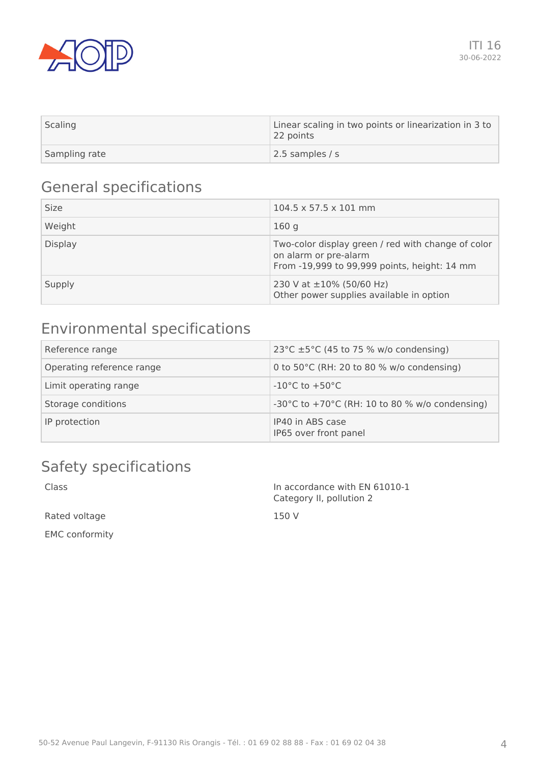| Scaling | Linear scaling in two points or linearization in 3 to 22 points |
| --- | --- |
| Sampling rate | 2.5 samples / s |

## General specifications

| Size | 104.5 x 57.5 x 101 mm |
| --- | --- |
| Weight | 160 g |
| Display | Two-color display green / red with change of color on alarm or pre-alarm<br>From -19,999 to 99,999 points, height: 14 mm |
| Supply | 230 V at ±10% (50/60 Hz)<br>Other power supplies available in option |

## Environmental specifications

| Reference range | 23°C ±5°C (45 to 75 % w/o condensing) |
| --- | --- |
| Operating reference range | 0 to 50°C (RH: 20 to 80 % w/o condensing) |
| Limit operating range | -10°C to +50°C |
| Storage conditions | -30°C to +70°C (RH: 10 to 80 % w/o condensing) |
| IP protection | IP40 in ABS case<br>IP65 over front panel |

## Safety specifications

| Class | In accordance with EN 61010-1<br>Category II, pollution 2 |
| --- | --- |
| Rated voltage | 150 V |
| EMC conformity | |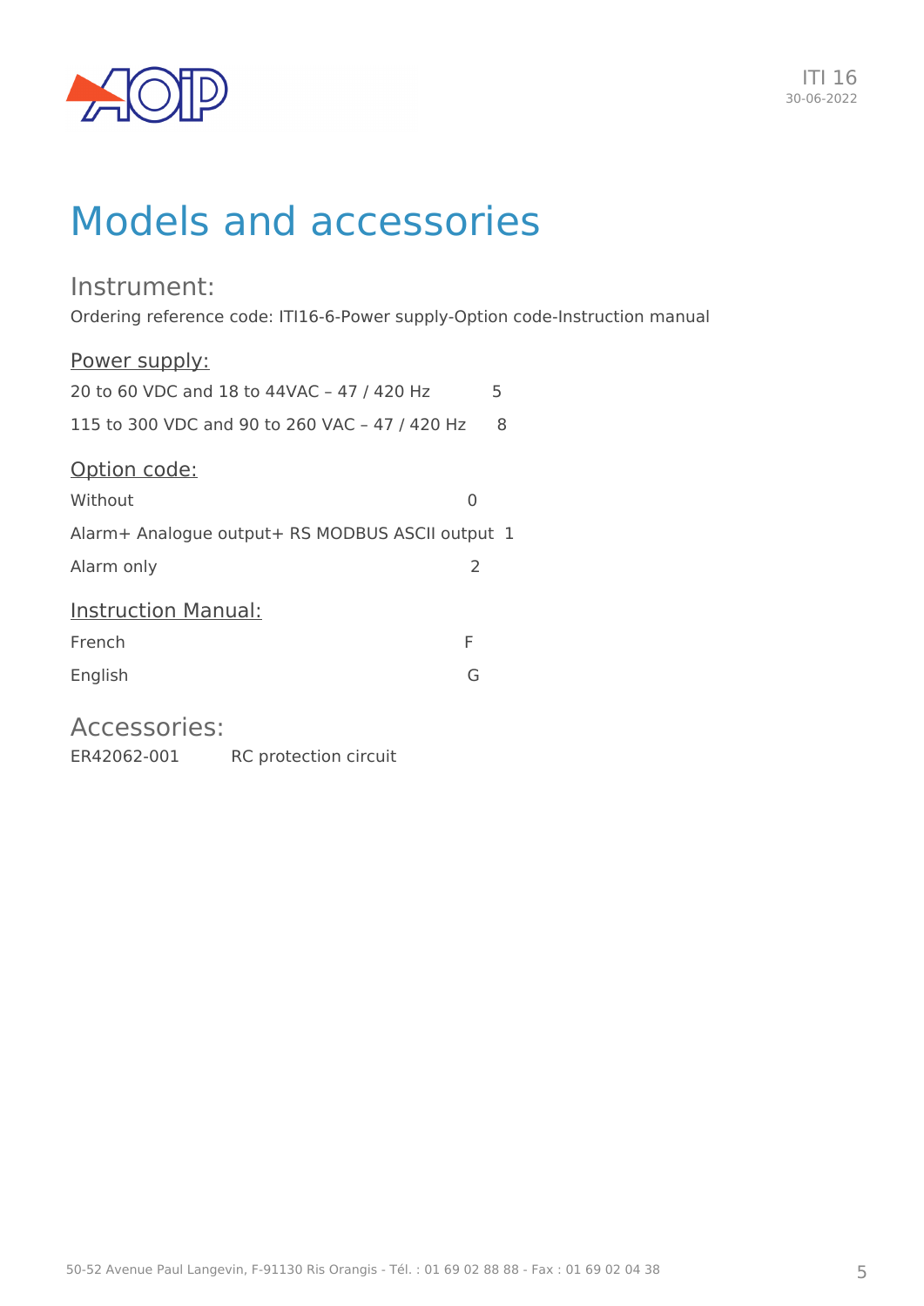# Models and accessories

## Instrument:

Ordering reference code: ITI16-6-Power supply-Option code-Instruction manual

### Power supply:

| | |
|---|---|
| 20 to 60 VDC and 18 to 44VAC – 47 / 420 Hz | 5 |
| 115 to 300 VDC and 90 to 260 VAC – 47 / 420 Hz | 8 |

### Option code:

| | |
|---|---|
| Without | 0 |
| Alarm+ Analogue output+ RS MODBUS ASCII output | 1 |
| Alarm only | 2 |

### Instruction Manual:

| | |
|---|---|
| French | F |
| English | G |

## Accessories:

| | |
|---|---|
| ER42062-001 | RC protection circuit |